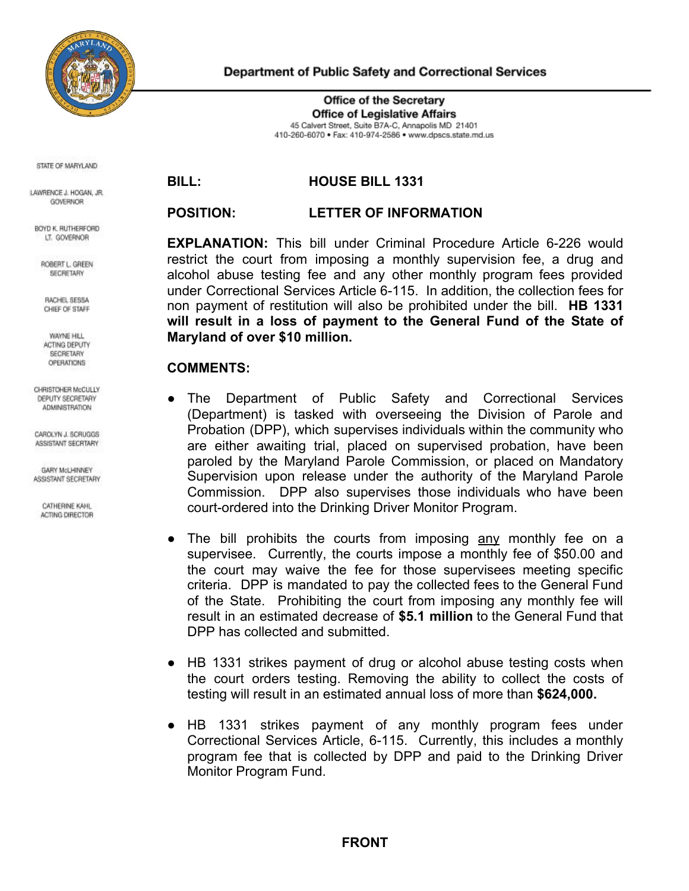**Department of Public Safety and Correctional Services**

**Office of the Secretary**
**Office of Legislative Affairs**
45 Calvert Street, Suite B7A-C, Annapolis MD 21401
410-260-6070 • Fax: 410-974-2586 • www.dpscs.state.md.us

STATE OF MARYLAND

LAWRENCE J. HOGAN, JR.
GOVERNOR

BOYD K. RUTHERFORD
LT. GOVERNOR

ROBERT L. GREEN
SECRETARY

RACHEL SESSA
CHIEF OF STAFF

WAYNE HILL
ACTING DEPUTY SECRETARY
OPERATIONS

CHRISTOHER McCULLY
DEPUTY SECRETARY
ADMINISTRATION

CAROLYN J. SCRUGGS
ASSISTANT SECRTARY

GARY McLHINNEY
ASSISTANT SECRETARY

CATHERINE KAHL
ACTING DIRECTOR

**BILL:** **HOUSE BILL 1331**

**POSITION:** **LETTER OF INFORMATION**

**EXPLANATION:** This bill under Criminal Procedure Article 6-226 would restrict the court from imposing a monthly supervision fee, a drug and alcohol abuse testing fee and any other monthly program fees provided under Correctional Services Article 6-115. In addition, the collection fees for non payment of restitution will also be prohibited under the bill. **HB 1331 will result in a loss of payment to the General Fund of the State of Maryland of over $10 million.**

**COMMENTS:**

- The Department of Public Safety and Correctional Services (Department) is tasked with overseeing the Division of Parole and Probation (DPP), which supervises individuals within the community who are either awaiting trial, placed on supervised probation, have been paroled by the Maryland Parole Commission, or placed on Mandatory Supervision upon release under the authority of the Maryland Parole Commission. DPP also supervises those individuals who have been court-ordered into the Drinking Driver Monitor Program.

- The bill prohibits the courts from imposing <u>any</u> monthly fee on a supervisee. Currently, the courts impose a monthly fee of $50.00 and the court may waive the fee for those supervisees meeting specific criteria. DPP is mandated to pay the collected fees to the General Fund of the State. Prohibiting the court from imposing any monthly fee will result in an estimated decrease of **$5.1 million** to the General Fund that DPP has collected and submitted.

- HB 1331 strikes payment of drug or alcohol abuse testing costs when the court orders testing. Removing the ability to collect the costs of testing will result in an estimated annual loss of more than **$624,000.**

- HB 1331 strikes payment of any monthly program fees under Correctional Services Article, 6-115. Currently, this includes a monthly program fee that is collected by DPP and paid to the Drinking Driver Monitor Program Fund.

**FRONT**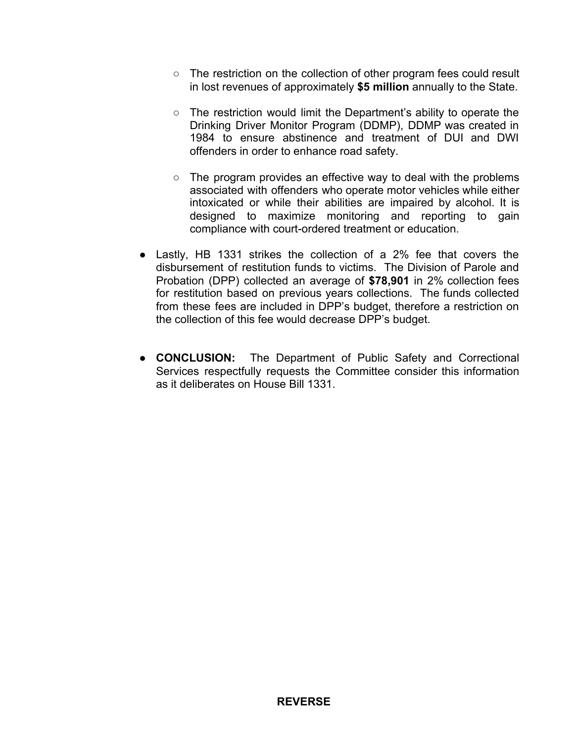- The restriction on the collection of other program fees could result in lost revenues of approximately **$5 million** annually to the State.

- The restriction would limit the Department's ability to operate the Drinking Driver Monitor Program (DDMP), DDMP was created in 1984 to ensure abstinence and treatment of DUI and DWI offenders in order to enhance road safety.

- The program provides an effective way to deal with the problems associated with offenders who operate motor vehicles while either intoxicated or while their abilities are impaired by alcohol. It is designed to maximize monitoring and reporting to gain compliance with court-ordered treatment or education.

- Lastly, HB 1331 strikes the collection of a 2% fee that covers the disbursement of restitution funds to victims. The Division of Parole and Probation (DPP) collected an average of **$78,901** in 2% collection fees for restitution based on previous years collections. The funds collected from these fees are included in DPP's budget, therefore a restriction on the collection of this fee would decrease DPP's budget.

- **CONCLUSION:** The Department of Public Safety and Correctional Services respectfully requests the Committee consider this information as it deliberates on House Bill 1331.

**REVERSE**